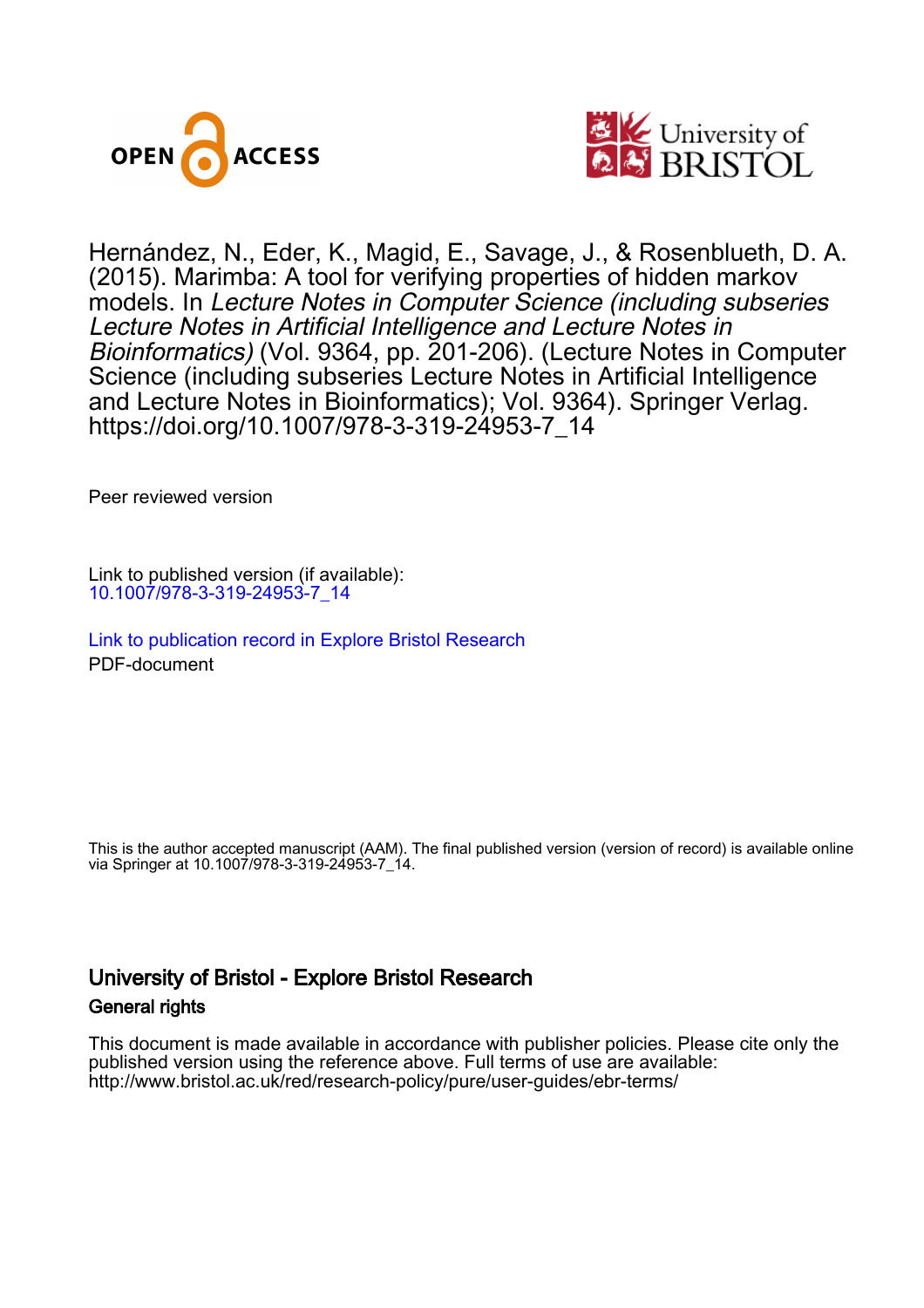OPEN ACCESS

University of BRISTOL

Hernández, N., Eder, K., Magid, E., Savage, J., & Rosenblueth, D. A. (2015). Marimba: A tool for verifying properties of hidden markov models. In *Lecture Notes in Computer Science (including subseries Lecture Notes in Artificial Intelligence and Lecture Notes in Bioinformatics)* (Vol. 9364, pp. 201-206). (Lecture Notes in Computer Science (including subseries Lecture Notes in Artificial Intelligence and Lecture Notes in Bioinformatics); Vol. 9364). Springer Verlag. https://doi.org/10.1007/978-3-319-24953-7_14

Peer reviewed version

Link to published version (if available):
10.1007/978-3-319-24953-7_14

Link to publication record in Explore Bristol Research
PDF-document

This is the author accepted manuscript (AAM). The final published version (version of record) is available online via Springer at 10.1007/978-3-319-24953-7_14.

## University of Bristol - Explore Bristol Research

### General rights

This document is made available in accordance with publisher policies. Please cite only the published version using the reference above. Full terms of use are available: http://www.bristol.ac.uk/red/research-policy/pure/user-guides/ebr-terms/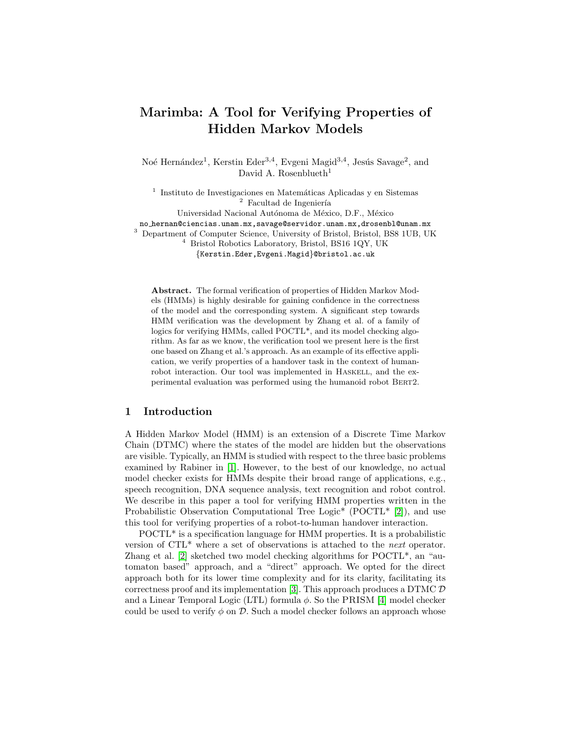# Marimba: A Tool for Verifying Properties of Hidden Markov Models

Noé Hernández[1], Kerstin Eder[3,4], Evgeni Magid[3,4], Jesús Savage[2], and David A. Rosenblueth[1]

[1] Instituto de Investigaciones en Matemáticas Aplicadas y en Sistemas
[2] Facultad de Ingeniería
Universidad Nacional Autónoma de México, D.F., México
no_hernan@ciencias.unam.mx,savage@servidor.unam.mx,drosenbl@unam.mx
[3] Department of Computer Science, University of Bristol, Bristol, BS8 1UB, UK
[4] Bristol Robotics Laboratory, Bristol, BS16 1QY, UK
{Kerstin.Eder,Evgeni.Magid}@bristol.ac.uk

**Abstract.** The formal verification of properties of Hidden Markov Models (HMMs) is highly desirable for gaining confidence in the correctness of the model and the corresponding system. A significant step towards HMM verification was the development by Zhang et al. of a family of logics for verifying HMMs, called POCTL*, and its model checking algorithm. As far as we know, the verification tool we present here is the first one based on Zhang et al.'s approach. As an example of its effective application, we verify properties of a handover task in the context of human-robot interaction. Our tool was implemented in Haskell, and the experimental evaluation was performed using the humanoid robot Bert2.

## 1 Introduction

A Hidden Markov Model (HMM) is an extension of a Discrete Time Markov Chain (DTMC) where the states of the model are hidden but the observations are visible. Typically, an HMM is studied with respect to the three basic problems examined by Rabiner in [1]. However, to the best of our knowledge, no actual model checker exists for HMMs despite their broad range of applications, e.g., speech recognition, DNA sequence analysis, text recognition and robot control. We describe in this paper a tool for verifying HMM properties written in the Probabilistic Observation Computational Tree Logic* (POCTL* [2]), and use this tool for verifying properties of a robot-to-human handover interaction.

POCTL* is a specification language for HMM properties. It is a probabilistic version of CTL* where a set of observations is attached to the *next* operator. Zhang et al. [2] sketched two model checking algorithms for POCTL*, an "automaton based" approach, and a "direct" approach. We opted for the direct approach both for its lower time complexity and for its clarity, facilitating its correctness proof and its implementation [3]. This approach produces a DTMC $\mathcal{D}$ and a Linear Temporal Logic (LTL) formula $\phi$. So the PRISM [4] model checker could be used to verify $\phi$ on $\mathcal{D}$. Such a model checker follows an approach whose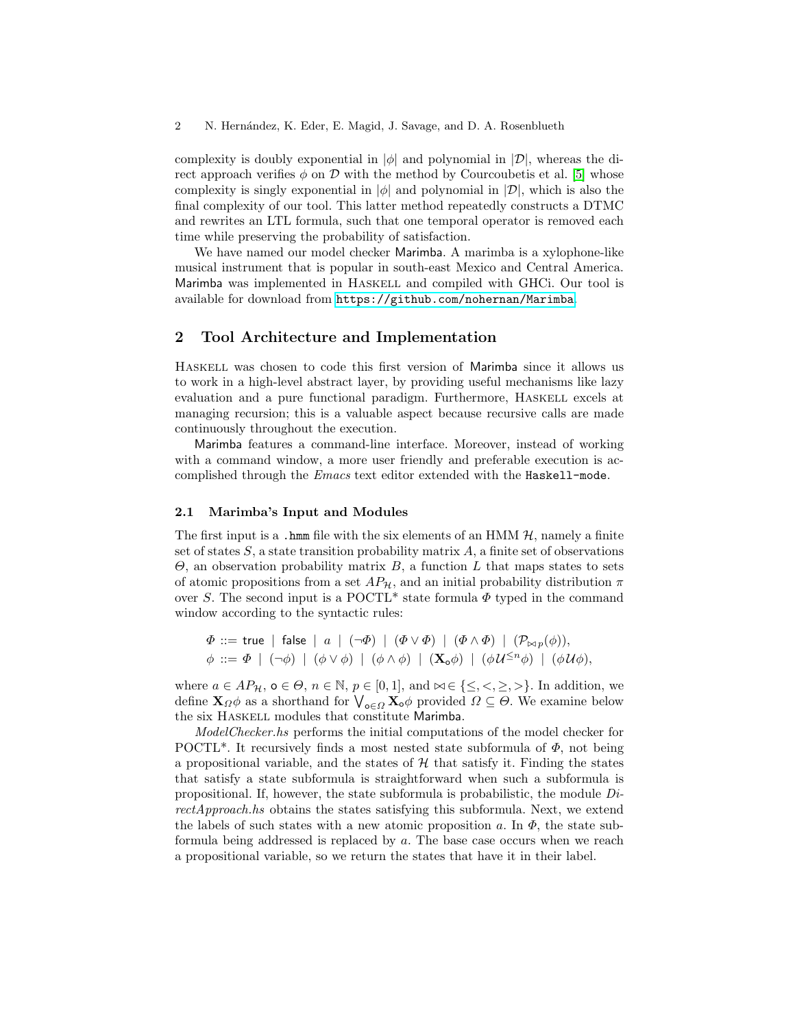complexity is doubly exponential in $|\phi|$ and polynomial in $|\mathcal{D}|$, whereas the direct approach verifies $\phi$ on $\mathcal{D}$ with the method by Courcoubetis et al. [5] whose complexity is singly exponential in $|\phi|$ and polynomial in $|\mathcal{D}|$, which is also the final complexity of our tool. This latter method repeatedly constructs a DTMC and rewrites an LTL formula, such that one temporal operator is removed each time while preserving the probability of satisfaction.

We have named our model checker Marimba. A marimba is a xylophone-like musical instrument that is popular in south-east Mexico and Central America. Marimba was implemented in HASKELL and compiled with GHCi. Our tool is available for download from https://github.com/nohernan/Marimba.

## 2 Tool Architecture and Implementation

HASKELL was chosen to code this first version of Marimba since it allows us to work in a high-level abstract layer, by providing useful mechanisms like lazy evaluation and a pure functional paradigm. Furthermore, HASKELL excels at managing recursion; this is a valuable aspect because recursive calls are made continuously throughout the execution.

Marimba features a command-line interface. Moreover, instead of working with a command window, a more user friendly and preferable execution is accomplished through the *Emacs* text editor extended with the `Haskell-mode`.

### 2.1 Marimba's Input and Modules

The first input is a `.hmm` file with the six elements of an HMM $\mathcal{H}$, namely a finite set of states $S$, a state transition probability matrix $A$, a finite set of observations $\Theta$, an observation probability matrix $B$, a function $L$ that maps states to sets of atomic propositions from a set $AP_{\mathcal{H}}$, and an initial probability distribution $\pi$ over $S$. The second input is a POCTL* state formula $\Phi$ typed in the command window according to the syntactic rules:

$$\Phi ::= \mathsf{true} \mid \mathsf{false} \mid a \mid (\neg\Phi) \mid (\Phi \vee \Phi) \mid (\Phi \wedge \Phi) \mid (\mathcal{P}_{\bowtie p}(\phi)),$$
$$\phi ::= \Phi \mid (\neg\phi) \mid (\phi \vee \phi) \mid (\phi \wedge \phi) \mid (\mathbf{X}_{\mathsf{o}}\phi) \mid (\phi\,\mathcal{U}^{\leq n}\phi) \mid (\phi\,\mathcal{U}\phi),$$

where $a \in AP_{\mathcal{H}}$, $\mathsf{o} \in \Theta$, $n \in \mathbb{N}$, $p \in [0,1]$, and $\bowtie \in \{\leq, <, \geq, >\}$. In addition, we define $\mathbf{X}_{\Omega}\phi$ as a shorthand for $\bigvee_{\mathsf{o}\in\Omega} \mathbf{X}_{\mathsf{o}}\phi$ provided $\Omega \subseteq \Theta$. We examine below the six HASKELL modules that constitute Marimba.

*ModelChecker.hs* performs the initial computations of the model checker for POCTL*. It recursively finds a most nested state subformula of $\Phi$, not being a propositional variable, and the states of $\mathcal{H}$ that satisfy it. Finding the states that satisfy a state subformula is straightforward when such a subformula is propositional. If, however, the state subformula is probabilistic, the module *DirectApproach.hs* obtains the states satisfying this subformula. Next, we extend the labels of such states with a new atomic proposition $a$. In $\Phi$, the state subformula being addressed is replaced by $a$. The base case occurs when we reach a propositional variable, so we return the states that have it in their label.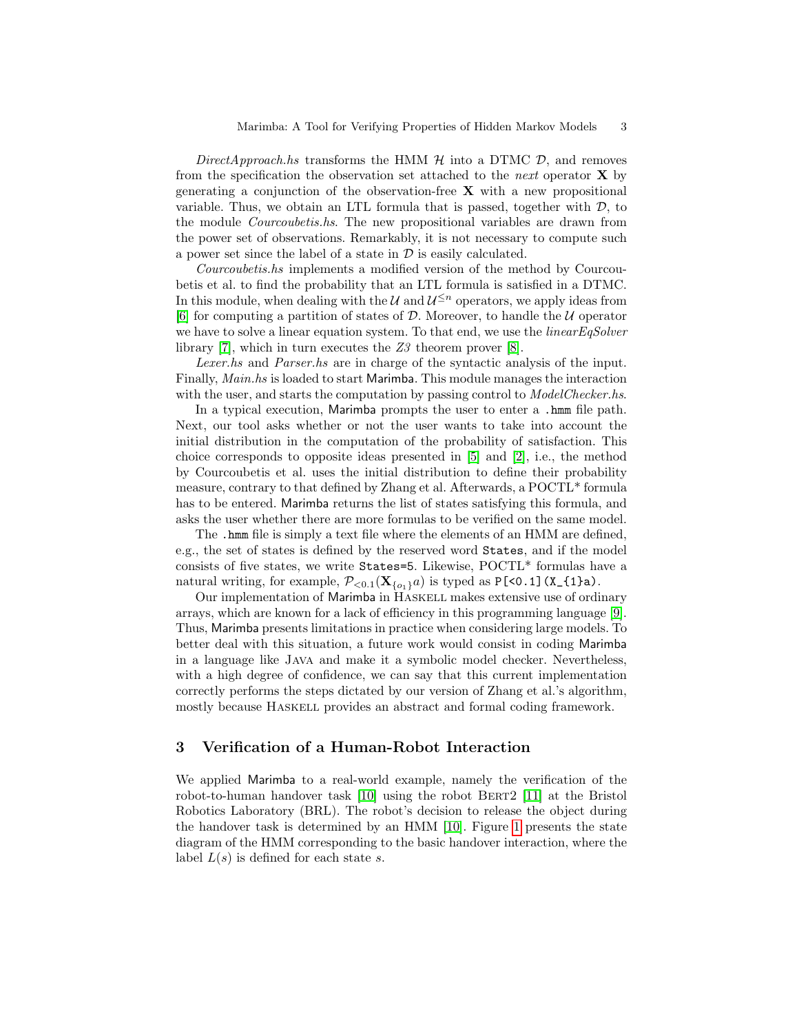*DirectApproach.hs* transforms the HMM $\mathcal{H}$ into a DTMC $\mathcal{D}$, and removes from the specification the observation set attached to the *next* operator $\mathbf{X}$ by generating a conjunction of the observation-free $\mathbf{X}$ with a new propositional variable. Thus, we obtain an LTL formula that is passed, together with $\mathcal{D}$, to the module *Courcoubetis.hs*. The new propositional variables are drawn from the power set of observations. Remarkably, it is not necessary to compute such a power set since the label of a state in $\mathcal{D}$ is easily calculated.

*Courcoubetis.hs* implements a modified version of the method by Courcoubetis et al. to find the probability that an LTL formula is satisfied in a DTMC. In this module, when dealing with the $\mathcal{U}$ and $\mathcal{U}^{\leq n}$ operators, we apply ideas from [6] for computing a partition of states of $\mathcal{D}$. Moreover, to handle the $\mathcal{U}$ operator we have to solve a linear equation system. To that end, we use the *linearEqSolver* library [7], which in turn executes the *Z3* theorem prover [8].

*Lexer.hs* and *Parser.hs* are in charge of the syntactic analysis of the input. Finally, *Main.hs* is loaded to start Marimba. This module manages the interaction with the user, and starts the computation by passing control to *ModelChecker.hs*.

In a typical execution, Marimba prompts the user to enter a `.hmm` file path. Next, our tool asks whether or not the user wants to take into account the initial distribution in the computation of the probability of satisfaction. This choice corresponds to opposite ideas presented in [5] and [2], i.e., the method by Courcoubetis et al. uses the initial distribution to define their probability measure, contrary to that defined by Zhang et al. Afterwards, a POCTL* formula has to be entered. Marimba returns the list of states satisfying this formula, and asks the user whether there are more formulas to be verified on the same model.

The `.hmm` file is simply a text file where the elements of an HMM are defined, e.g., the set of states is defined by the reserved word `States`, and if the model consists of five states, we write `States=5`. Likewise, POCTL* formulas have a natural writing, for example, $\mathcal{P}_{<0.1}(\mathbf{X}_{\{o_1\}}a)$ is typed as `P[<0.1](X_{1}a)`.

Our implementation of Marimba in Haskell makes extensive use of ordinary arrays, which are known for a lack of efficiency in this programming language [9]. Thus, Marimba presents limitations in practice when considering large models. To better deal with this situation, a future work would consist in coding Marimba in a language like Java and make it a symbolic model checker. Nevertheless, with a high degree of confidence, we can say that this current implementation correctly performs the steps dictated by our version of Zhang et al.'s algorithm, mostly because Haskell provides an abstract and formal coding framework.

## 3 Verification of a Human-Robot Interaction

We applied Marimba to a real-world example, namely the verification of the robot-to-human handover task [10] using the robot Bert2 [11] at the Bristol Robotics Laboratory (BRL). The robot's decision to release the object during the handover task is determined by an HMM [10]. Figure 1 presents the state diagram of the HMM corresponding to the basic handover interaction, where the label $L(s)$ is defined for each state $s$.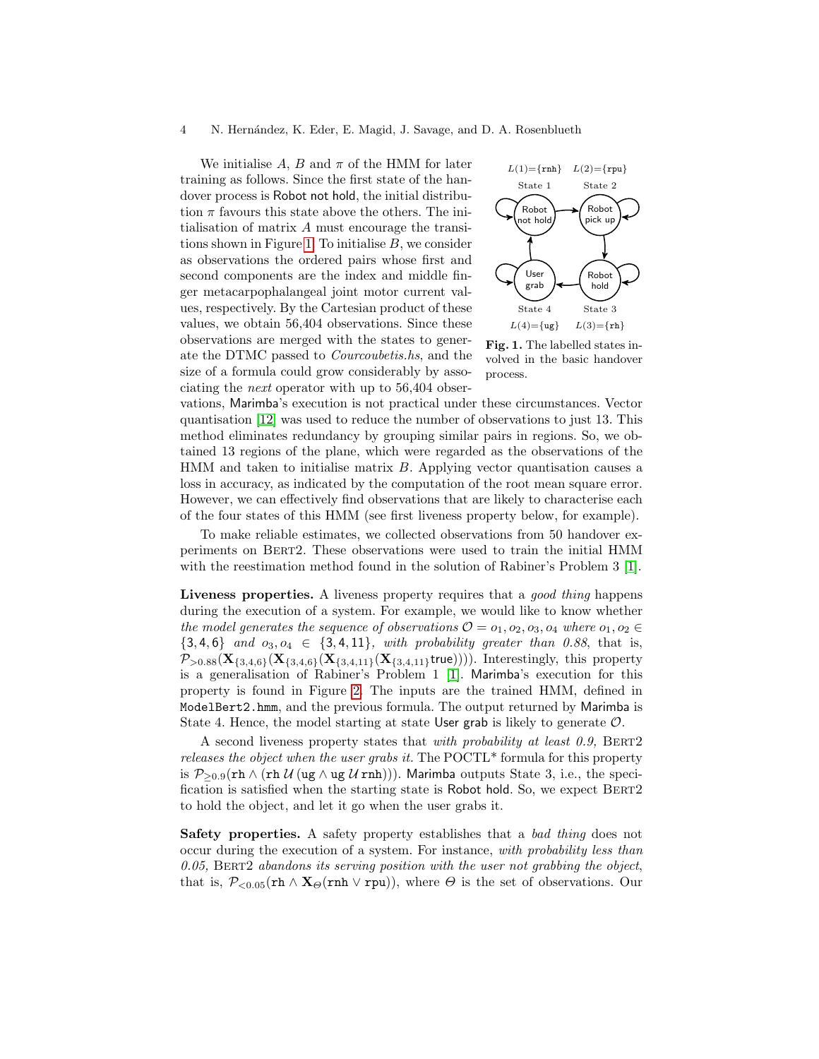We initialise $A$, $B$ and $\pi$ of the HMM for later training as follows. Since the first state of the handover process is Robot not hold, the initial distribution $\pi$ favours this state above the others. The initialisation of matrix $A$ must encourage the transitions shown in Figure 1. To initialise $B$, we consider as observations the ordered pairs whose first and second components are the index and middle finger metacarpophalangeal joint motor current values, respectively. By the Cartesian product of these values, we obtain 56,404 observations. Since these observations are merged with the states to generate the DTMC passed to *Courcoubetis.hs*, and the size of a formula could grow considerably by associating the *next* operator with up to 56,404 observations, Marimba's execution is not practical under these circumstances. Vector quantisation [12] was used to reduce the number of observations to just 13. This method eliminates redundancy by grouping similar pairs in regions. So, we obtained 13 regions of the plane, which were regarded as the observations of the HMM and taken to initialise matrix $B$. Applying vector quantisation causes a loss in accuracy, as indicated by the computation of the root mean square error. However, we can effectively find observations that are likely to characterise each of the four states of this HMM (see first liveness property below, for example).

$L(1)=\{\texttt{rnh}\}$ $L(2)=\{\texttt{rpu}\}$

State 1: Robot not hold — State 2: Robot pick up — State 3: Robot hold — State 4: User grab

$L(4)=\{\texttt{ug}\}$ $L(3)=\{\texttt{rh}\}$

**Fig. 1.** The labelled states involved in the basic handover process.

To make reliable estimates, we collected observations from 50 handover experiments on BERT2. These observations were used to train the initial HMM with the reestimation method found in the solution of Rabiner's Problem 3 [1].

**Liveness properties.** A liveness property requires that a *good thing* happens during the execution of a system. For example, we would like to know whether *the model generates the sequence of observations $\mathcal{O} = o_1, o_2, o_3, o_4$ where $o_1, o_2 \in \{3, 4, 6\}$ and $o_3, o_4 \in \{3, 4, 11\}$, with probability greater than 0.88*, that is, $\mathcal{P}_{>0.88}(\mathbf{X}_{\{3,4,6\}}(\mathbf{X}_{\{3,4,6\}}(\mathbf{X}_{\{3,4,11\}}(\mathbf{X}_{\{3,4,11\}}\mathsf{true}))))$. Interestingly, this property is a generalisation of Rabiner's Problem 1 [1]. Marimba's execution for this property is found in Figure 2. The inputs are the trained HMM, defined in `ModelBert2.hmm`, and the previous formula. The output returned by Marimba is State 4. Hence, the model starting at state User grab is likely to generate $\mathcal{O}$.

A second liveness property states that *with probability at least 0.9,* BERT2 *releases the object when the user grabs it.* The POCTL* formula for this property is $\mathcal{P}_{\geq 0.9}(\texttt{rh} \wedge (\texttt{rh}\, \mathcal{U}\, (\texttt{ug} \wedge \texttt{ug}\, \mathcal{U}\, \texttt{rnh})))$. Marimba outputs State 3, i.e., the specification is satisfied when the starting state is Robot hold. So, we expect BERT2 to hold the object, and let it go when the user grabs it.

**Safety properties.** A safety property establishes that a *bad thing* does not occur during the execution of a system. For instance, *with probability less than 0.05,* BERT2 *abandons its serving position with the user not grabbing the object*, that is, $\mathcal{P}_{<0.05}(\texttt{rh} \wedge \mathbf{X}_{\Theta}(\texttt{rnh} \vee \texttt{rpu}))$, where $\Theta$ is the set of observations. Our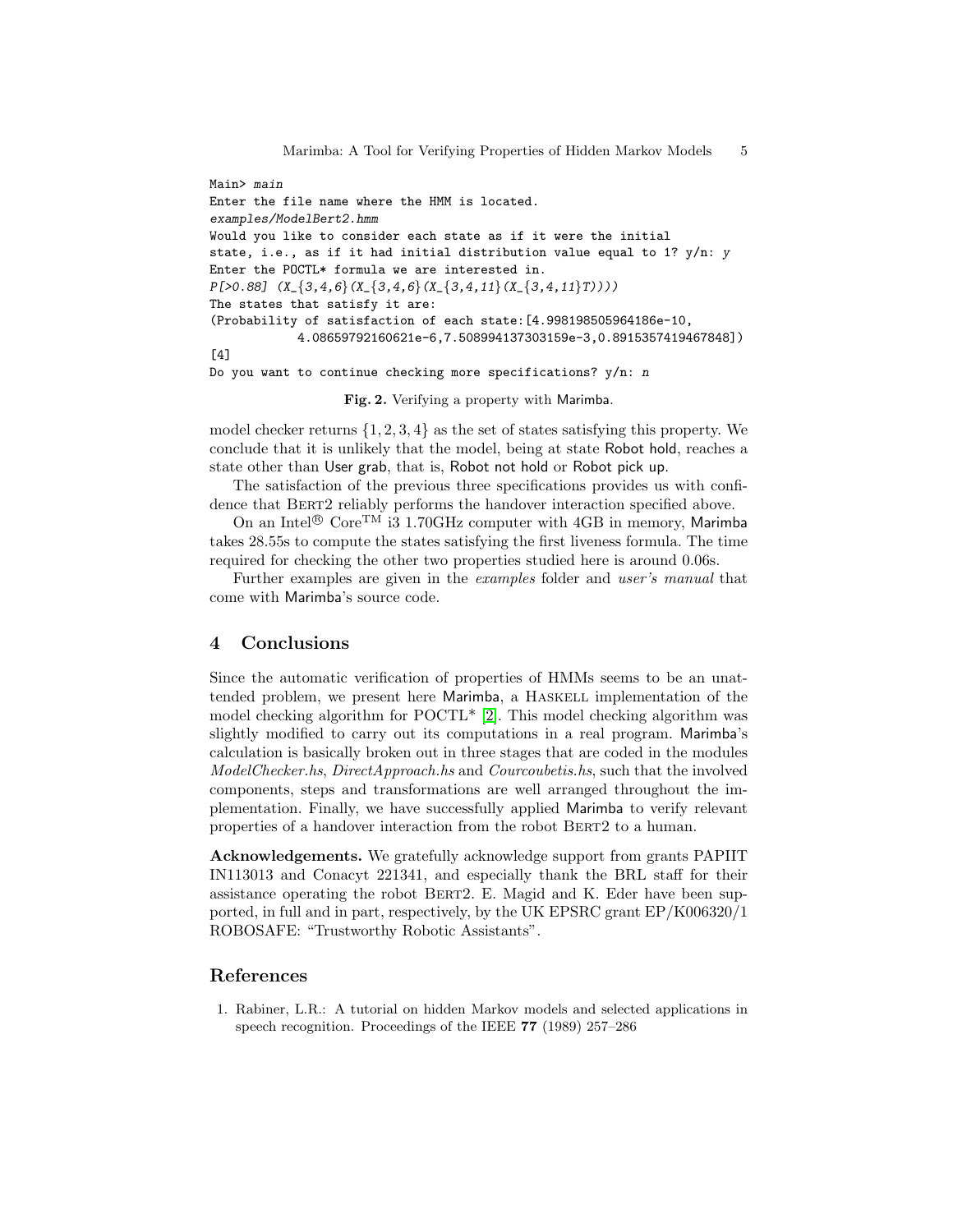```
Main> main
Enter the file name where the HMM is located.
examples/ModelBert2.hmm
Would you like to consider each state as if it were the initial
state, i.e., as if it had initial distribution value equal to 1? y/n: y
Enter the POCTL* formula we are interested in.
P[>0.88] (X_{3,4,6}(X_{3,4,6}(X_{3,4,11}(X_{3,4,11}T))))
The states that satisfy it are:
(Probability of satisfaction of each state:[4.998198505964186e-10,
           4.08659792160621e-6,7.508994137303159e-3,0.8915357419467848])
[4]
Do you want to continue checking more specifications? y/n: n
```

**Fig. 2.** Verifying a property with Marimba.

model checker returns $\{1, 2, 3, 4\}$ as the set of states satisfying this property. We conclude that it is unlikely that the model, being at state Robot hold, reaches a state other than User grab, that is, Robot not hold or Robot pick up.

The satisfaction of the previous three specifications provides us with confidence that BERT2 reliably performs the handover interaction specified above.

On an Intel® Core™ i3 1.70GHz computer with 4GB in memory, Marimba takes 28.55s to compute the states satisfying the first liveness formula. The time required for checking the other two properties studied here is around 0.06s.

Further examples are given in the *examples* folder and *user's manual* that come with Marimba's source code.

## 4 Conclusions

Since the automatic verification of properties of HMMs seems to be an unattended problem, we present here Marimba, a HASKELL implementation of the model checking algorithm for POCTL* [2]. This model checking algorithm was slightly modified to carry out its computations in a real program. Marimba's calculation is basically broken out in three stages that are coded in the modules *ModelChecker.hs*, *DirectApproach.hs* and *Courcoubetis.hs*, such that the involved components, steps and transformations are well arranged throughout the implementation. Finally, we have successfully applied Marimba to verify relevant properties of a handover interaction from the robot BERT2 to a human.

**Acknowledgements.** We gratefully acknowledge support from grants PAPIIT IN113013 and Conacyt 221341, and especially thank the BRL staff for their assistance operating the robot BERT2. E. Magid and K. Eder have been supported, in full and in part, respectively, by the UK EPSRC grant EP/K006320/1 ROBOSAFE: "Trustworthy Robotic Assistants".

## References

1. Rabiner, L.R.: A tutorial on hidden Markov models and selected applications in speech recognition. Proceedings of the IEEE **77** (1989) 257–286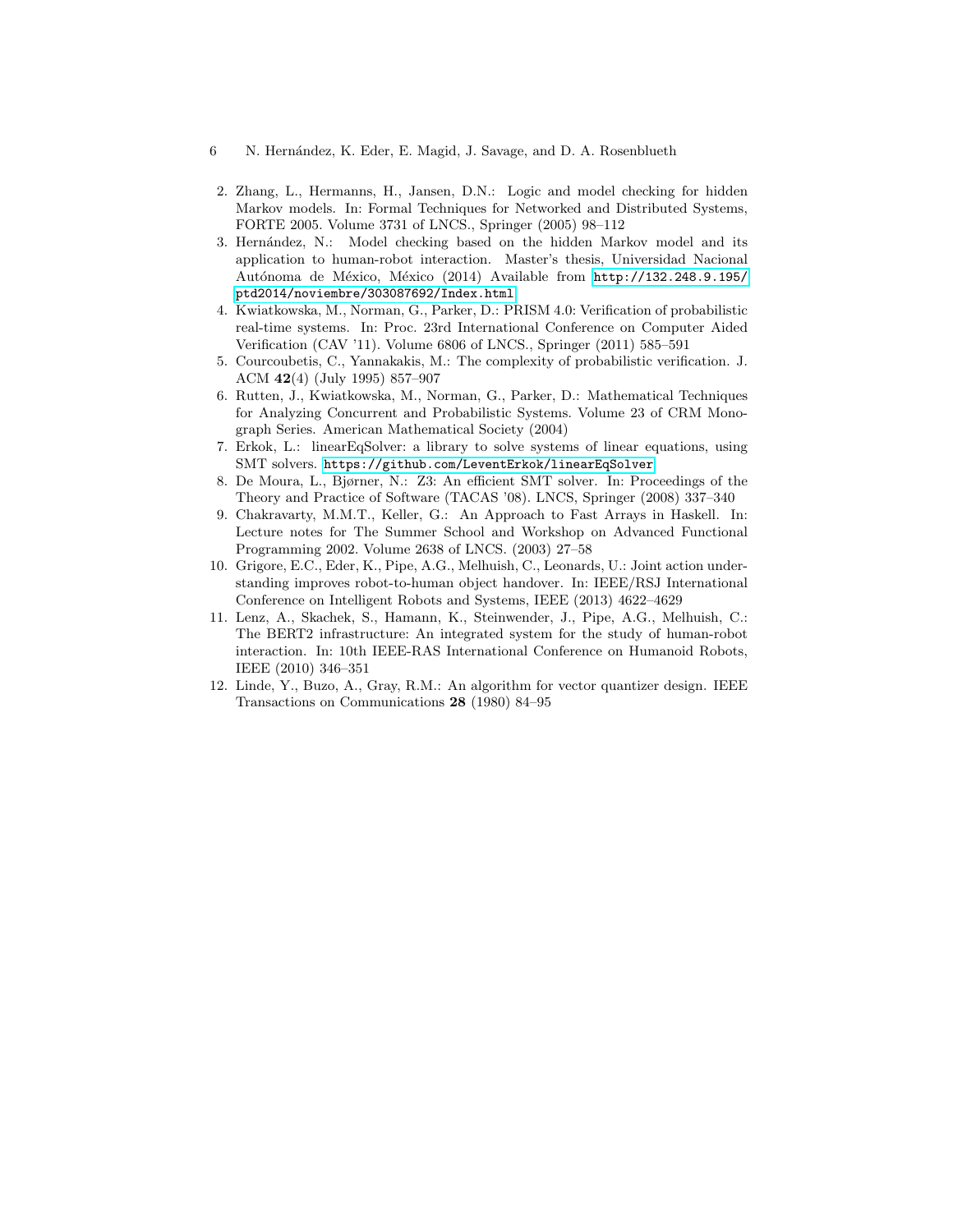2. Zhang, L., Hermanns, H., Jansen, D.N.: Logic and model checking for hidden Markov models. In: Formal Techniques for Networked and Distributed Systems, FORTE 2005. Volume 3731 of LNCS., Springer (2005) 98–112
3. Hernández, N.: Model checking based on the hidden Markov model and its application to human-robot interaction. Master's thesis, Universidad Nacional Autónoma de México, México (2014) Available from http://132.248.9.195/ptd2014/noviembre/303087692/Index.html
4. Kwiatkowska, M., Norman, G., Parker, D.: PRISM 4.0: Verification of probabilistic real-time systems. In: Proc. 23rd International Conference on Computer Aided Verification (CAV '11). Volume 6806 of LNCS., Springer (2011) 585–591
5. Courcoubetis, C., Yannakakis, M.: The complexity of probabilistic verification. J. ACM **42**(4) (July 1995) 857–907
6. Rutten, J., Kwiatkowska, M., Norman, G., Parker, D.: Mathematical Techniques for Analyzing Concurrent and Probabilistic Systems. Volume 23 of CRM Monograph Series. American Mathematical Society (2004)
7. Erkok, L.: linearEqSolver: a library to solve systems of linear equations, using SMT solvers. https://github.com/LeventErkok/linearEqSolver
8. De Moura, L., Bjørner, N.: Z3: An efficient SMT solver. In: Proceedings of the Theory and Practice of Software (TACAS '08). LNCS, Springer (2008) 337–340
9. Chakravarty, M.M.T., Keller, G.: An Approach to Fast Arrays in Haskell. In: Lecture notes for The Summer School and Workshop on Advanced Functional Programming 2002. Volume 2638 of LNCS. (2003) 27–58
10. Grigore, E.C., Eder, K., Pipe, A.G., Melhuish, C., Leonards, U.: Joint action understanding improves robot-to-human object handover. In: IEEE/RSJ International Conference on Intelligent Robots and Systems, IEEE (2013) 4622–4629
11. Lenz, A., Skachek, S., Hamann, K., Steinwender, J., Pipe, A.G., Melhuish, C.: The BERT2 infrastructure: An integrated system for the study of human-robot interaction. In: 10th IEEE-RAS International Conference on Humanoid Robots, IEEE (2010) 346–351
12. Linde, Y., Buzo, A., Gray, R.M.: An algorithm for vector quantizer design. IEEE Transactions on Communications **28** (1980) 84–95